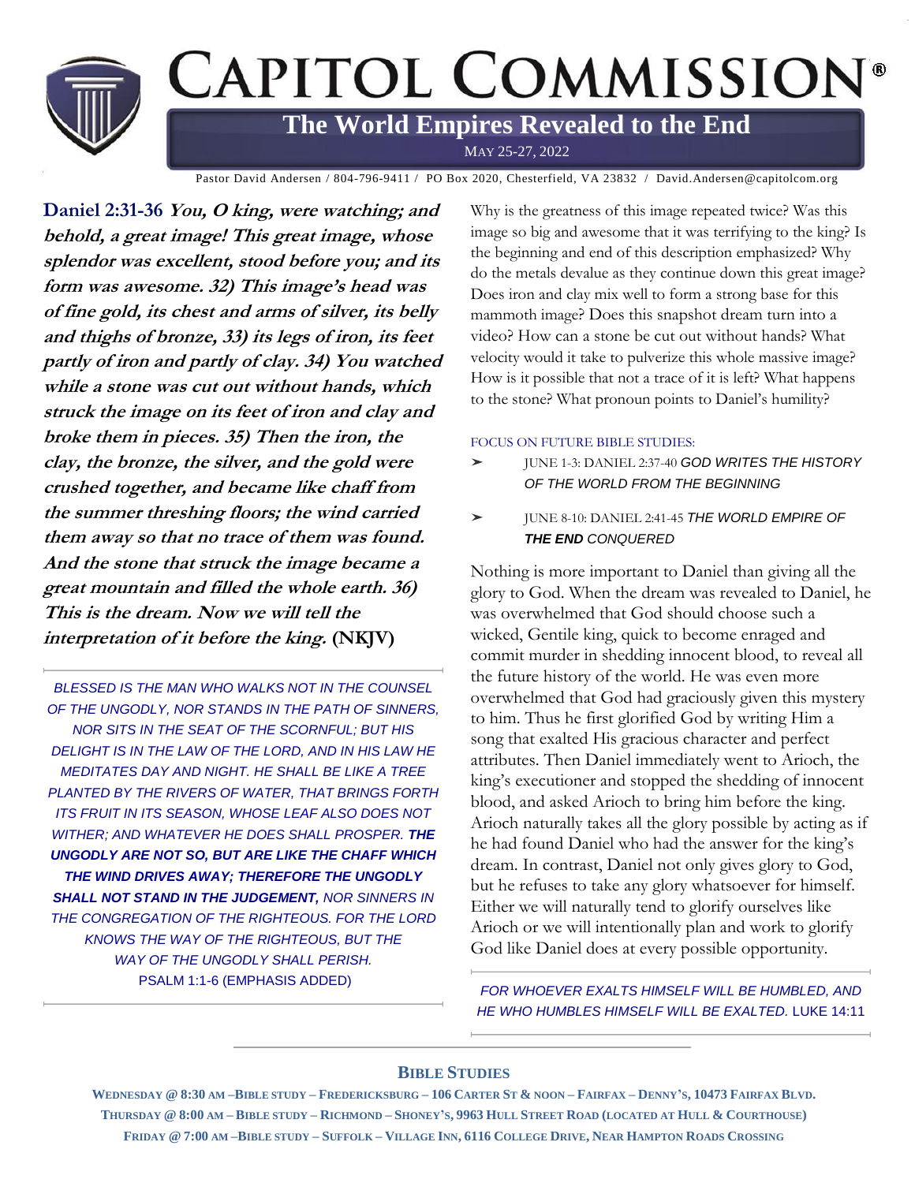# Capitol Commission®

## The World Empires Revealed to the End

May 25-27, 2022

Pastor David Andersen / 804-796-9411 / PO Box 2020, Chesterfield, VA 23832 / David.Andersen@capitolcom.org

**Daniel 2:31-36** ***You, O king, were watching; and behold, a great image! This great image, whose splendor was excellent, stood before you; and its form was awesome. 32) This image's head was of fine gold, its chest and arms of silver, its belly and thighs of bronze, 33) its legs of iron, its feet partly of iron and partly of clay. 34) You watched while a stone was cut out without hands, which struck the image on its feet of iron and clay and broke them in pieces. 35) Then the iron, the clay, the bronze, the silver, and the gold were crushed together, and became like chaff from the summer threshing floors; the wind carried them away so that no trace of them was found. And the stone that struck the image became a great mountain and filled the whole earth. 36) This is the dream. Now we will tell the interpretation of it before the king.*** **(NKJV)**

*BLESSED IS THE MAN WHO WALKS NOT IN THE COUNSEL OF THE UNGODLY, NOR STANDS IN THE PATH OF SINNERS, NOR SITS IN THE SEAT OF THE SCORNFUL; BUT HIS DELIGHT IS IN THE LAW OF THE LORD, AND IN HIS LAW HE MEDITATES DAY AND NIGHT. HE SHALL BE LIKE A TREE PLANTED BY THE RIVERS OF WATER, THAT BRINGS FORTH ITS FRUIT IN ITS SEASON, WHOSE LEAF ALSO DOES NOT WITHER; AND WHATEVER HE DOES SHALL PROSPER.* ***THE UNGODLY ARE NOT SO, BUT ARE LIKE THE CHAFF WHICH THE WIND DRIVES AWAY; THEREFORE THE UNGODLY SHALL NOT STAND IN THE JUDGEMENT,*** *NOR SINNERS IN THE CONGREGATION OF THE RIGHTEOUS. FOR THE LORD KNOWS THE WAY OF THE RIGHTEOUS, BUT THE WAY OF THE UNGODLY SHALL PERISH.*
PSALM 1:1-6 (EMPHASIS ADDED)

Why is the greatness of this image repeated twice? Was this image so big and awesome that it was terrifying to the king? Is the beginning and end of this description emphasized? Why do the metals devalue as they continue down this great image? Does iron and clay mix well to form a strong base for this mammoth image? Does this snapshot dream turn into a video? How can a stone be cut out without hands? What velocity would it take to pulverize this whole massive image? How is it possible that not a trace of it is left? What happens to the stone? What pronoun points to Daniel's humility?

FOCUS ON FUTURE BIBLE STUDIES:

- JUNE 1-3: DANIEL 2:37-40 *GOD WRITES THE HISTORY OF THE WORLD FROM THE BEGINNING*
- JUNE 8-10: DANIEL 2:41-45 *THE WORLD EMPIRE OF **THE END** CONQUERED*

Nothing is more important to Daniel than giving all the glory to God. When the dream was revealed to Daniel, he was overwhelmed that God should choose such a wicked, Gentile king, quick to become enraged and commit murder in shedding innocent blood, to reveal all the future history of the world. He was even more overwhelmed that God had graciously given this mystery to him. Thus he first glorified God by writing Him a song that exalted His gracious character and perfect attributes. Then Daniel immediately went to Arioch, the king's executioner and stopped the shedding of innocent blood, and asked Arioch to bring him before the king. Arioch naturally takes all the glory possible by acting as if he had found Daniel who had the answer for the king's dream. In contrast, Daniel not only gives glory to God, but he refuses to take any glory whatsoever for himself. Either we will naturally tend to glorify ourselves like Arioch or we will intentionally plan and work to glorify God like Daniel does at every possible opportunity.

*FOR WHOEVER EXALTS HIMSELF WILL BE HUMBLED, AND HE WHO HUMBLES HIMSELF WILL BE EXALTED.* LUKE 14:11

## Bible Studies

**Wednesday @ 8:30 am – Bible study – Fredericksburg – 106 Carter St & noon – Fairfax – Denny's, 10473 Fairfax Blvd.**
**Thursday @ 8:00 am – Bible study – Richmond – Shoney's, 9963 Hull Street Road (located at Hull & Courthouse)**
**Friday @ 7:00 am – Bible study – Suffolk – Village Inn, 6116 College Drive, Near Hampton Roads Crossing**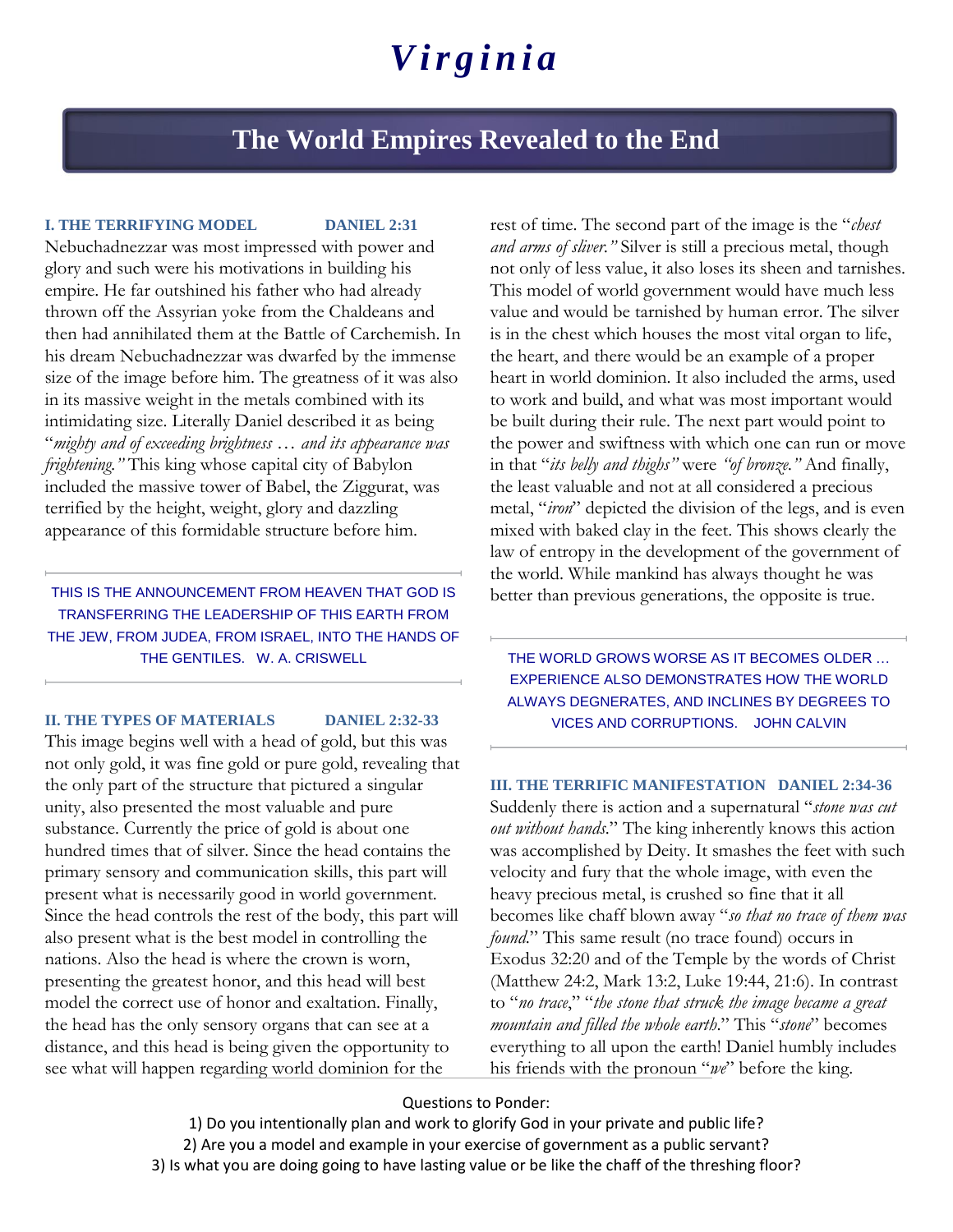# *Virginia*

## The World Empires Revealed to the End

### I. THE TERRIFYING MODEL DANIEL 2:31

Nebuchadnezzar was most impressed with power and glory and such were his motivations in building his empire. He far outshined his father who had already thrown off the Assyrian yoke from the Chaldeans and then had annihilated them at the Battle of Carchemish. In his dream Nebuchadnezzar was dwarfed by the immense size of the image before him. The greatness of it was also in its massive weight in the metals combined with its intimidating size. Literally Daniel described it as being "*mighty and of exceeding brightness … and its appearance was frightening."* This king whose capital city of Babylon included the massive tower of Babel, the Ziggurat, was terrified by the height, weight, glory and dazzling appearance of this formidable structure before him.

> THIS IS THE ANNOUNCEMENT FROM HEAVEN THAT GOD IS TRANSFERRING THE LEADERSHIP OF THIS EARTH FROM THE JEW, FROM JUDEA, FROM ISRAEL, INTO THE HANDS OF THE GENTILES. W. A. CRISWELL

### II. THE TYPES OF MATERIALS DANIEL 2:32-33

This image begins well with a head of gold, but this was not only gold, it was fine gold or pure gold, revealing that the only part of the structure that pictured a singular unity, also presented the most valuable and pure substance. Currently the price of gold is about one hundred times that of silver. Since the head contains the primary sensory and communication skills, this part will present what is necessarily good in world government. Since the head controls the rest of the body, this part will also present what is the best model in controlling the nations. Also the head is where the crown is worn, presenting the greatest honor, and this head will best model the correct use of honor and exaltation. Finally, the head has the only sensory organs that can see at a distance, and this head is being given the opportunity to see what will happen regarding world dominion for the rest of time. The second part of the image is the "*chest and arms of sliver."* Silver is still a precious metal, though not only of less value, it also loses its sheen and tarnishes. This model of world government would have much less value and would be tarnished by human error. The silver is in the chest which houses the most vital organ to life, the heart, and there would be an example of a proper heart in world dominion. It also included the arms, used to work and build, and what was most important would be built during their rule. The next part would point to the power and swiftness with which one can run or move in that "*its belly and thighs"* were *"of bronze."* And finally, the least valuable and not at all considered a precious metal, "*iron*" depicted the division of the legs, and is even mixed with baked clay in the feet. This shows clearly the law of entropy in the development of the government of the world. While mankind has always thought he was better than previous generations, the opposite is true.

> THE WORLD GROWS WORSE AS IT BECOMES OLDER … EXPERIENCE ALSO DEMONSTRATES HOW THE WORLD ALWAYS DEGNERATES, AND INCLINES BY DEGREES TO VICES AND CORRUPTIONS. JOHN CALVIN

### III. THE TERRIFIC MANIFESTATION DANIEL 2:34-36

Suddenly there is action and a supernatural "*stone was cut out without hands.*" The king inherently knows this action was accomplished by Deity. It smashes the feet with such velocity and fury that the whole image, with even the heavy precious metal, is crushed so fine that it all becomes like chaff blown away "*so that no trace of them was found.*" This same result (no trace found) occurs in Exodus 32:20 and of the Temple by the words of Christ (Matthew 24:2, Mark 13:2, Luke 19:44, 21:6). In contrast to "*no trace,*" "*the stone that struck the image became a great mountain and filled the whole earth.*" This "*stone*" becomes everything to all upon the earth! Daniel humbly includes his friends with the pronoun "*we*" before the king.

Questions to Ponder:

1) Do you intentionally plan and work to glorify God in your private and public life?
2) Are you a model and example in your exercise of government as a public servant?
3) Is what you are doing going to have lasting value or be like the chaff of the threshing floor?